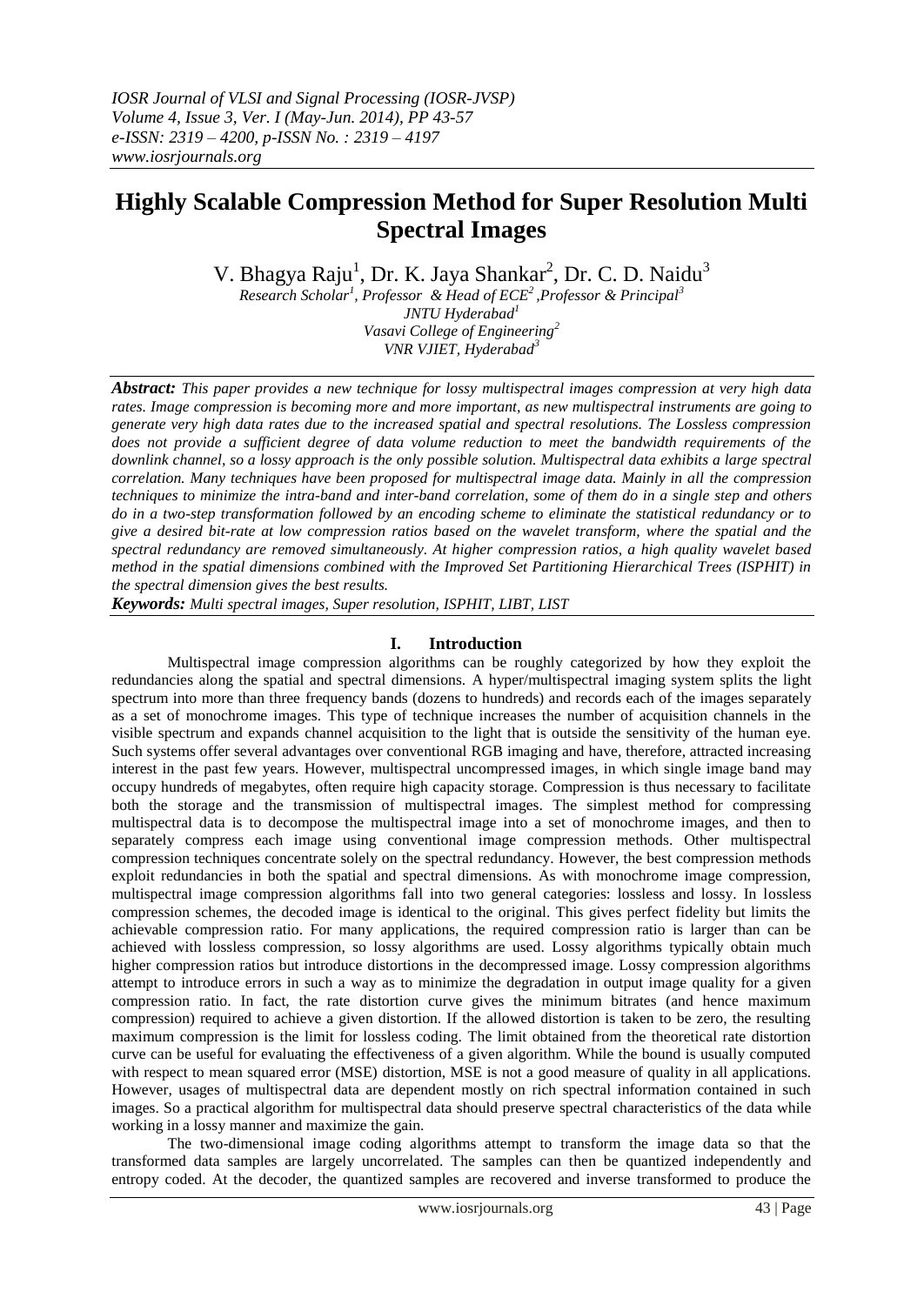# Highly Scalable Compression Method for Super Resolution Multi Spectral Images

V. Bhagya Raju[1], Dr. K. Jaya Shankar[2], Dr. C. D. Naidu[3]

*Research Scholar[1], Professor & Head of ECE[2], Professor & Principal[3]*
*JNTU Hyderabad[1]*
*Vasavi College of Engineering[2]*
*VNR VJIET, Hyderabad[3]*

***Abstract:*** *This paper provides a new technique for lossy multispectral images compression at very high data rates. Image compression is becoming more and more important, as new multispectral instruments are going to generate very high data rates due to the increased spatial and spectral resolutions. The Lossless compression does not provide a sufficient degree of data volume reduction to meet the bandwidth requirements of the downlink channel, so a lossy approach is the only possible solution. Multispectral data exhibits a large spectral correlation. Many techniques have been proposed for multispectral image data. Mainly in all the compression techniques to minimize the intra-band and inter-band correlation, some of them do in a single step and others do in a two-step transformation followed by an encoding scheme to eliminate the statistical redundancy or to give a desired bit-rate at low compression ratios based on the wavelet transform, where the spatial and the spectral redundancy are removed simultaneously. At higher compression ratios, a high quality wavelet based method in the spatial dimensions combined with the Improved Set Partitioning Hierarchical Trees (ISPHIT) in the spectral dimension gives the best results.*

***Keywords:*** *Multi spectral images, Super resolution, ISPHIT, LIBT, LIST*

## I. Introduction

Multispectral image compression algorithms can be roughly categorized by how they exploit the redundancies along the spatial and spectral dimensions. A hyper/multispectral imaging system splits the light spectrum into more than three frequency bands (dozens to hundreds) and records each of the images separately as a set of monochrome images. This type of technique increases the number of acquisition channels in the visible spectrum and expands channel acquisition to the light that is outside the sensitivity of the human eye. Such systems offer several advantages over conventional RGB imaging and have, therefore, attracted increasing interest in the past few years. However, multispectral uncompressed images, in which single image band may occupy hundreds of megabytes, often require high capacity storage. Compression is thus necessary to facilitate both the storage and the transmission of multispectral images. The simplest method for compressing multispectral data is to decompose the multispectral image into a set of monochrome images, and then to separately compress each image using conventional image compression methods. Other multispectral compression techniques concentrate solely on the spectral redundancy. However, the best compression methods exploit redundancies in both the spatial and spectral dimensions. As with monochrome image compression, multispectral image compression algorithms fall into two general categories: lossless and lossy. In lossless compression schemes, the decoded image is identical to the original. This gives perfect fidelity but limits the achievable compression ratio. For many applications, the required compression ratio is larger than can be achieved with lossless compression, so lossy algorithms are used. Lossy algorithms typically obtain much higher compression ratios but introduce distortions in the decompressed image. Lossy compression algorithms attempt to introduce errors in such a way as to minimize the degradation in output image quality for a given compression ratio. In fact, the rate distortion curve gives the minimum bitrates (and hence maximum compression) required to achieve a given distortion. If the allowed distortion is taken to be zero, the resulting maximum compression is the limit for lossless coding. The limit obtained from the theoretical rate distortion curve can be useful for evaluating the effectiveness of a given algorithm. While the bound is usually computed with respect to mean squared error (MSE) distortion, MSE is not a good measure of quality in all applications. However, usages of multispectral data are dependent mostly on rich spectral information contained in such images. So a practical algorithm for multispectral data should preserve spectral characteristics of the data while working in a lossy manner and maximize the gain.

The two-dimensional image coding algorithms attempt to transform the image data so that the transformed data samples are largely uncorrelated. The samples can then be quantized independently and entropy coded. At the decoder, the quantized samples are recovered and inverse transformed to produce the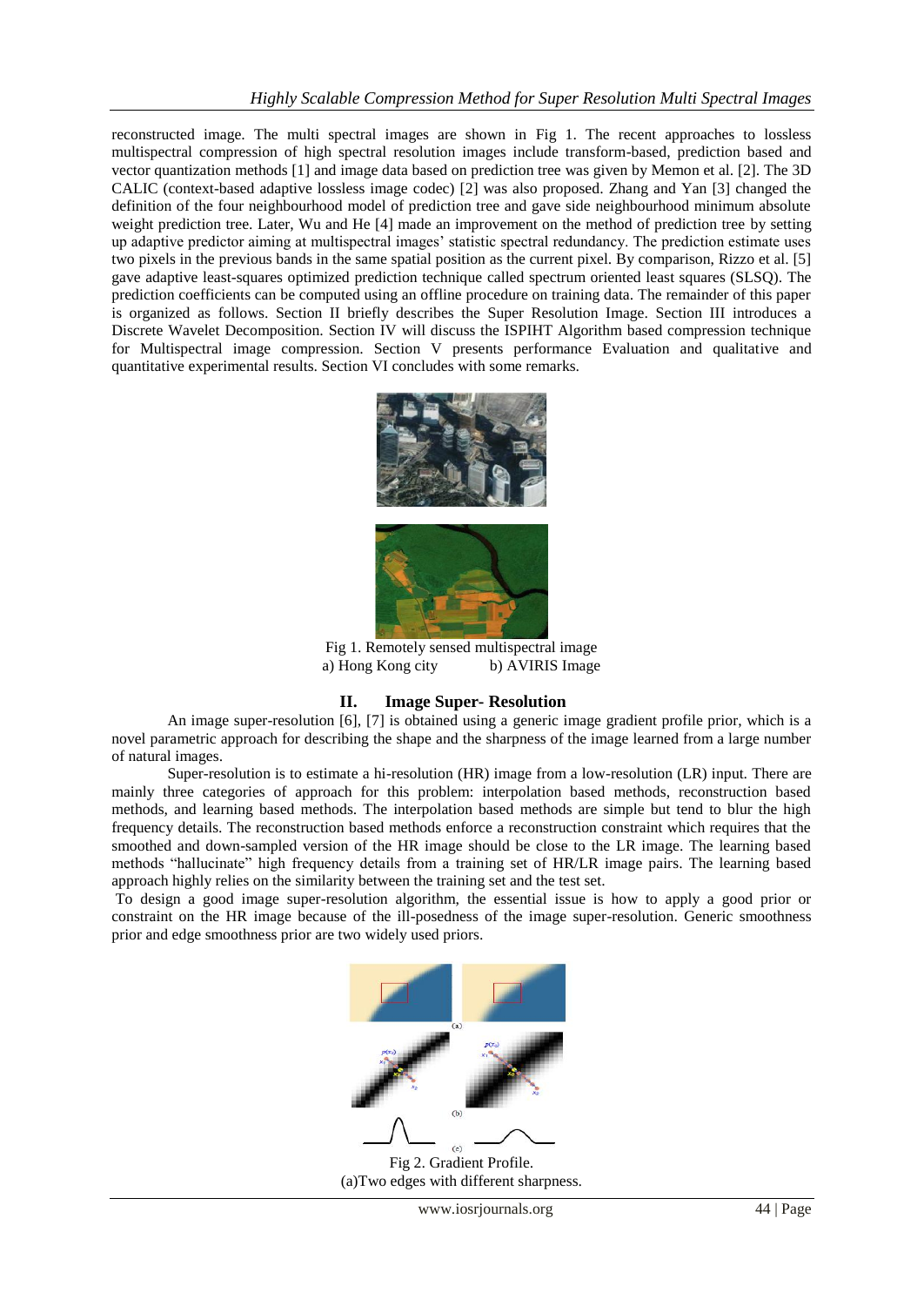reconstructed image. The multi spectral images are shown in Fig 1. The recent approaches to lossless multispectral compression of high spectral resolution images include transform-based, prediction based and vector quantization methods [1] and image data based on prediction tree was given by Memon et al. [2]. The 3D CALIC (context-based adaptive lossless image codec) [2] was also proposed. Zhang and Yan [3] changed the definition of the four neighbourhood model of prediction tree and gave side neighbourhood minimum absolute weight prediction tree. Later, Wu and He [4] made an improvement on the method of prediction tree by setting up adaptive predictor aiming at multispectral images' statistic spectral redundancy. The prediction estimate uses two pixels in the previous bands in the same spatial position as the current pixel. By comparison, Rizzo et al. [5] gave adaptive least-squares optimized prediction technique called spectrum oriented least squares (SLSQ). The prediction coefficients can be computed using an offline procedure on training data. The remainder of this paper is organized as follows. Section II briefly describes the Super Resolution Image. Section III introduces a Discrete Wavelet Decomposition. Section IV will discuss the ISPIHT Algorithm based compression technique for Multispectral image compression. Section V presents performance Evaluation and qualitative and quantitative experimental results. Section VI concludes with some remarks.

Fig 1. Remotely sensed multispectral image
a) Hong Kong city b) AVIRIS Image

## II. Image Super- Resolution

An image super-resolution [6], [7] is obtained using a generic image gradient profile prior, which is a novel parametric approach for describing the shape and the sharpness of the image learned from a large number of natural images.

Super-resolution is to estimate a hi-resolution (HR) image from a low-resolution (LR) input. There are mainly three categories of approach for this problem: interpolation based methods, reconstruction based methods, and learning based methods. The interpolation based methods are simple but tend to blur the high frequency details. The reconstruction based methods enforce a reconstruction constraint which requires that the smoothed and down-sampled version of the HR image should be close to the LR image. The learning based methods "hallucinate" high frequency details from a training set of HR/LR image pairs. The learning based approach highly relies on the similarity between the training set and the test set.

To design a good image super-resolution algorithm, the essential issue is how to apply a good prior or constraint on the HR image because of the ill-posedness of the image super-resolution. Generic smoothness prior and edge smoothness prior are two widely used priors.

Fig 2. Gradient Profile.
(a)Two edges with different sharpness.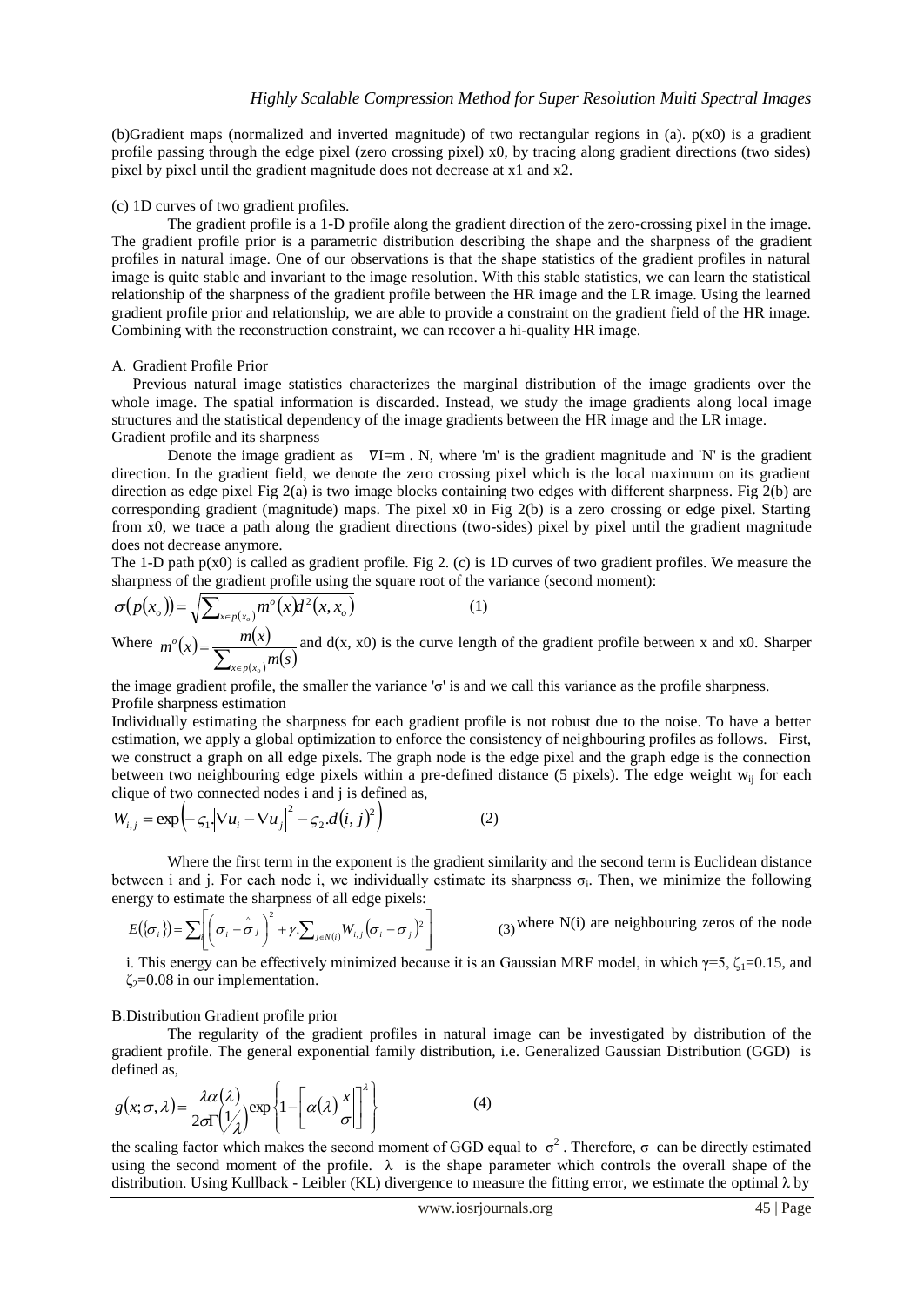(b)Gradient maps (normalized and inverted magnitude) of two rectangular regions in (a). p(x0) is a gradient profile passing through the edge pixel (zero crossing pixel) x0, by tracing along gradient directions (two sides) pixel by pixel until the gradient magnitude does not decrease at x1 and x2.

(c) 1D curves of two gradient profiles.

The gradient profile is a 1-D profile along the gradient direction of the zero-crossing pixel in the image. The gradient profile prior is a parametric distribution describing the shape and the sharpness of the gradient profiles in natural image. One of our observations is that the shape statistics of the gradient profiles in natural image is quite stable and invariant to the image resolution. With this stable statistics, we can learn the statistical relationship of the sharpness of the gradient profile between the HR image and the LR image. Using the learned gradient profile prior and relationship, we are able to provide a constraint on the gradient field of the HR image. Combining with the reconstruction constraint, we can recover a hi-quality HR image.

## A. Gradient Profile Prior

Previous natural image statistics characterizes the marginal distribution of the image gradients over the whole image. The spatial information is discarded. Instead, we study the image gradients along local image structures and the statistical dependency of the image gradients between the HR image and the LR image.

### Gradient profile and its sharpness

Denote the image gradient as $\nabla I = m \cdot N$, where 'm' is the gradient magnitude and 'N' is the gradient direction. In the gradient field, we denote the zero crossing pixel which is the local maximum on its gradient direction as edge pixel Fig 2(a) is two image blocks containing two edges with different sharpness. Fig 2(b) are corresponding gradient (magnitude) maps. The pixel x0 in Fig 2(b) is a zero crossing or edge pixel. Starting from x0, we trace a path along the gradient directions (two-sides) pixel by pixel until the gradient magnitude does not decrease anymore.

The 1-D path p(x0) is called as gradient profile. Fig 2. (c) is 1D curves of two gradient profiles. We measure the sharpness of the gradient profile using the square root of the variance (second moment):

$$\sigma\big(p(x_o)\big) = \sqrt{\sum_{x \in p(x_o)} m^o(x) d^2(x, x_o)} \qquad (1)$$

Where $m^o(x) = \dfrac{m(x)}{\sum_{x \in p(x_o)} m(s)}$ and d(x, x0) is the curve length of the gradient profile between x and x0. Sharper the image gradient profile, the smaller the variance 'σ' is and we call this variance as the profile sharpness.

### Profile sharpness estimation

Individually estimating the sharpness for each gradient profile is not robust due to the noise. To have a better estimation, we apply a global optimization to enforce the consistency of neighbouring profiles as follows. First, we construct a graph on all edge pixels. The graph node is the edge pixel and the graph edge is the connection between two neighbouring edge pixels within a pre-defined distance (5 pixels). The edge weight $w_{ij}$ for each clique of two connected nodes i and j is defined as,

$$W_{i,j} = \exp\left(-\varsigma_1 \left|\nabla u_i - \nabla u_j\right|^2 - \varsigma_2 . d(i,j)^2\right) \qquad (2)$$

Where the first term in the exponent is the gradient similarity and the second term is Euclidean distance between i and j. For each node i, we individually estimate its sharpness $\sigma_i$. Then, we minimize the following energy to estimate the sharpness of all edge pixels:

$$E(\{\sigma_i\}) = \sum_i \left[\left(\sigma_i - \hat{\sigma}_j\right)^2 + \gamma . \sum_{j \in N(i)} W_{i,j} \left(\sigma_i - \sigma_j\right)^2\right] \qquad (3)$$

where N(i) are neighbouring zeros of the node i. This energy can be effectively minimized because it is an Gaussian MRF model, in which $\gamma=5$, $\zeta_1=0.15$, and $\zeta_2=0.08$ in our implementation.

## B.Distribution Gradient profile prior

The regularity of the gradient profiles in natural image can be investigated by distribution of the gradient profile. The general exponential family distribution, i.e. Generalized Gaussian Distribution (GGD) is defined as,

$$g(x;\sigma,\lambda) = \frac{\lambda \alpha(\lambda)}{2\sigma \Gamma\left(\frac{1}{\lambda}\right)} \exp\left\{1 - \left[\alpha(\lambda)\left|\frac{x}{\sigma}\right|\right]^{\lambda}\right\} \qquad (4)$$

the scaling factor which makes the second moment of GGD equal to $\sigma^2$. Therefore, σ can be directly estimated using the second moment of the profile. λ is the shape parameter which controls the overall shape of the distribution. Using Kullback - Leibler (KL) divergence to measure the fitting error, we estimate the optimal λ by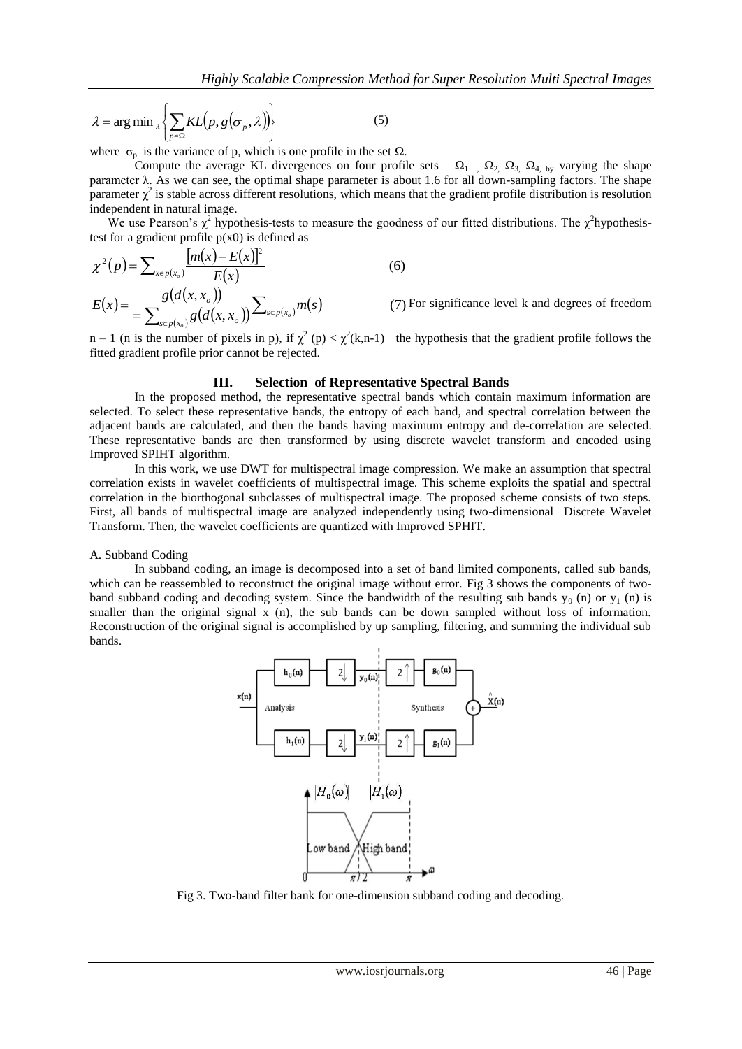$$\lambda = \arg\min_{\lambda} \left\{ \sum_{p \in \Omega} KL\left(p, g\left(\sigma_p, \lambda\right)\right) \right\} \quad (5)$$

where $\sigma_p$ is the variance of p, which is one profile in the set $\Omega$.

Compute the average KL divergences on four profile sets $\Omega_1$, $\Omega_2$, $\Omega_3$, $\Omega_4$, by varying the shape parameter $\lambda$. As we can see, the optimal shape parameter is about 1.6 for all down-sampling factors. The shape parameter $\chi^2$ is stable across different resolutions, which means that the gradient profile distribution is resolution independent in natural image.

We use Pearson's $\chi^2$ hypothesis-tests to measure the goodness of our fitted distributions. The $\chi^2$hypothesis-test for a gradient profile p(x0) is defined as

$$\chi^2(p) = \sum_{x \in p(x_o)} \frac{\left[m(x) - E(x)\right]^2}{E(x)} \quad (6)$$

$$E(x) = \frac{g\left(d(x, x_o)\right)}{= \sum_{s \in p(x_o)} g\left(d(x, x_o)\right)} \sum_{s \in p(x_o)} m(s) \quad (7)$$

For significance level k and degrees of freedom n – 1 (n is the number of pixels in p), if $\chi^2$ (p) < $\chi^2$(k,n-1) the hypothesis that the gradient profile follows the fitted gradient profile prior cannot be rejected.

## III. Selection of Representative Spectral Bands

In the proposed method, the representative spectral bands which contain maximum information are selected. To select these representative bands, the entropy of each band, and spectral correlation between the adjacent bands are calculated, and then the bands having maximum entropy and de-correlation are selected. These representative bands are then transformed by using discrete wavelet transform and encoded using Improved SPIHT algorithm.

In this work, we use DWT for multispectral image compression. We make an assumption that spectral correlation exists in wavelet coefficients of multispectral image. This scheme exploits the spatial and spectral correlation in the biorthogonal subclasses of multispectral image. The proposed scheme consists of two steps. First, all bands of multispectral image are analyzed independently using two-dimensional Discrete Wavelet Transform. Then, the wavelet coefficients are quantized with Improved SPHIT.

### A. Subband Coding

In subband coding, an image is decomposed into a set of band limited components, called sub bands, which can be reassembled to reconstruct the original image without error. Fig 3 shows the components of two-band subband coding and decoding system. Since the bandwidth of the resulting sub bands $y_0$ (n) or $y_1$ (n) is smaller than the original signal x (n), the sub bands can be down sampled without loss of information. Reconstruction of the original signal is accomplished by up sampling, filtering, and summing the individual sub bands.

Fig 3. Two-band filter bank for one-dimension subband coding and decoding.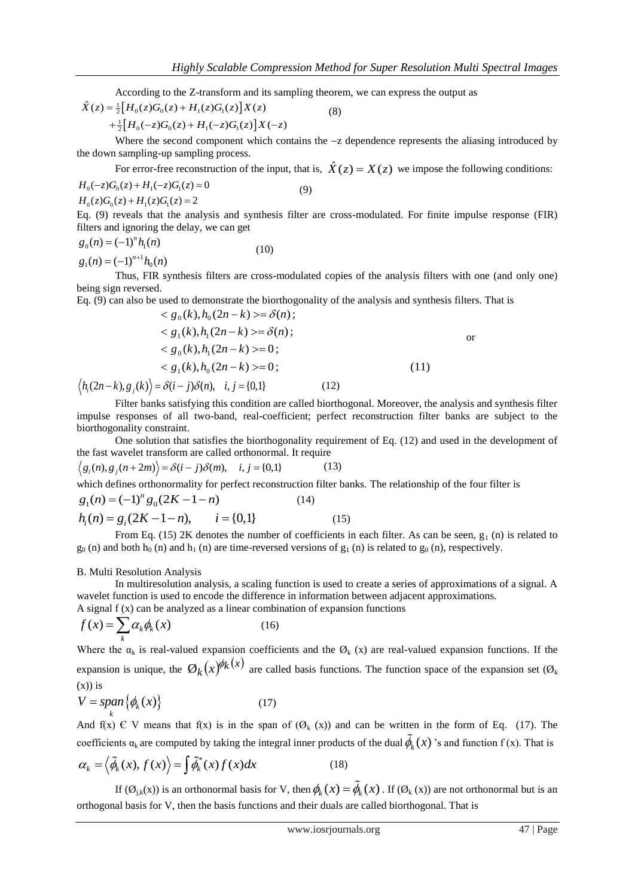According to the Z-transform and its sampling theorem, we can express the output as

$$\hat{X}(z) = \tfrac{1}{2}\left[H_0(z)G_0(z) + H_1(z)G_1(z)\right]X(z) + \tfrac{1}{2}\left[H_0(-z)G_0(z) + H_1(-z)G_1(z)\right]X(-z) \quad (8)$$

Where the second component which contains the –z dependence represents the aliasing introduced by the down sampling-up sampling process.

For error-free reconstruction of the input, that is, $\hat{X}(z) = X(z)$ we impose the following conditions:

$$H_0(-z)G_0(z) + H_1(-z)G_1(z) = 0$$
$$H_0(z)G_0(z) + H_1(z)G_1(z) = 2 \quad (9)$$

Eq. (9) reveals that the analysis and synthesis filter are cross-modulated. For finite impulse response (FIR) filters and ignoring the delay, we can get

$$g_0(n) = (-1)^n h_1(n)$$
$$g_1(n) = (-1)^{n+1} h_0(n) \quad (10)$$

Thus, FIR synthesis filters are cross-modulated copies of the analysis filters with one (and only one) being sign reversed.

Eq. (9) can also be used to demonstrate the biorthogonality of the analysis and synthesis filters. That is

$$< g_0(k), h_0(2n-k) >= \delta(n);$$
$$< g_1(k), h_1(2n-k) >= \delta(n);$$
$$< g_0(k), h_1(2n-k) >= 0;$$
$$< g_1(k), h_0(2n-k) >= 0; \quad (11)$$

or

$$\left\langle h_i(2n-k), g_j(k) \right\rangle = \delta(i-j)\delta(n), \quad i, j = \{0,1\} \quad (12)$$

Filter banks satisfying this condition are called biorthogonal. Moreover, the analysis and synthesis filter impulse responses of all two-band, real-coefficient; perfect reconstruction filter banks are subject to the biorthogonality constraint.

One solution that satisfies the biorthogonality requirement of Eq. (12) and used in the development of the fast wavelet transform are called orthonormal. It require

$$\left\langle g_i(n), g_j(n+2m) \right\rangle = \delta(i-j)\delta(m), \quad i, j = \{0,1\} \quad (13)$$

which defines orthonormality for perfect reconstruction filter banks. The relationship of the four filter is

$$g_1(n) = (-1)^n g_0(2K-1-n) \quad (14)$$

$$h_i(n) = g_i(2K-1-n), \qquad i = \{0,1\} \quad (15)$$

From Eq. (15) 2K denotes the number of coefficients in each filter. As can be seen, $g_1(n)$ is related to $g_0(n)$ and both $h_0(n)$ and $h_1(n)$ are time-reversed versions of $g_1(n)$ is related to $g_0(n)$, respectively.

B. Multi Resolution Analysis

In multiresolution analysis, a scaling function is used to create a series of approximations of a signal. A wavelet function is used to encode the difference in information between adjacent approximations.

A signal f (x) can be analyzed as a linear combination of expansion functions

$$f(x) = \sum_k \alpha_k \phi_k(x) \quad (16)$$

Where the $\alpha_k$ is real-valued expansion coefficients and the $Ø_k(x)$ are real-valued expansion functions. If the expansion is unique, the $Ø_k(x)^{\phi_k(x)}$ are called basis functions. The function space of the expansion set ($Ø_k(x)$) is

$$V = \underset{k}{span}\left\{\phi_k(x)\right\} \quad (17)$$

And f(x) Є V means that f(x) is in the span of ($Ø_k(x)$) and can be written in the form of Eq. (17). The coefficients $\alpha_k$ are computed by taking the integral inner products of the dual $\tilde{\phi}_k(x)$'s and function f (x). That is

$$\alpha_k = \left\langle \tilde{\phi}_k(x), f(x) \right\rangle = \int \tilde{\phi}_k^*(x) f(x) dx \quad (18)$$

If ($Ø_{j,k}(x)$) is an orthonormal basis for V, then $\phi_k(x) = \tilde{\phi}_k(x)$. If ($Ø_k(x)$) are not orthonormal but is an orthogonal basis for V, then the basis functions and their duals are called biorthogonal. That is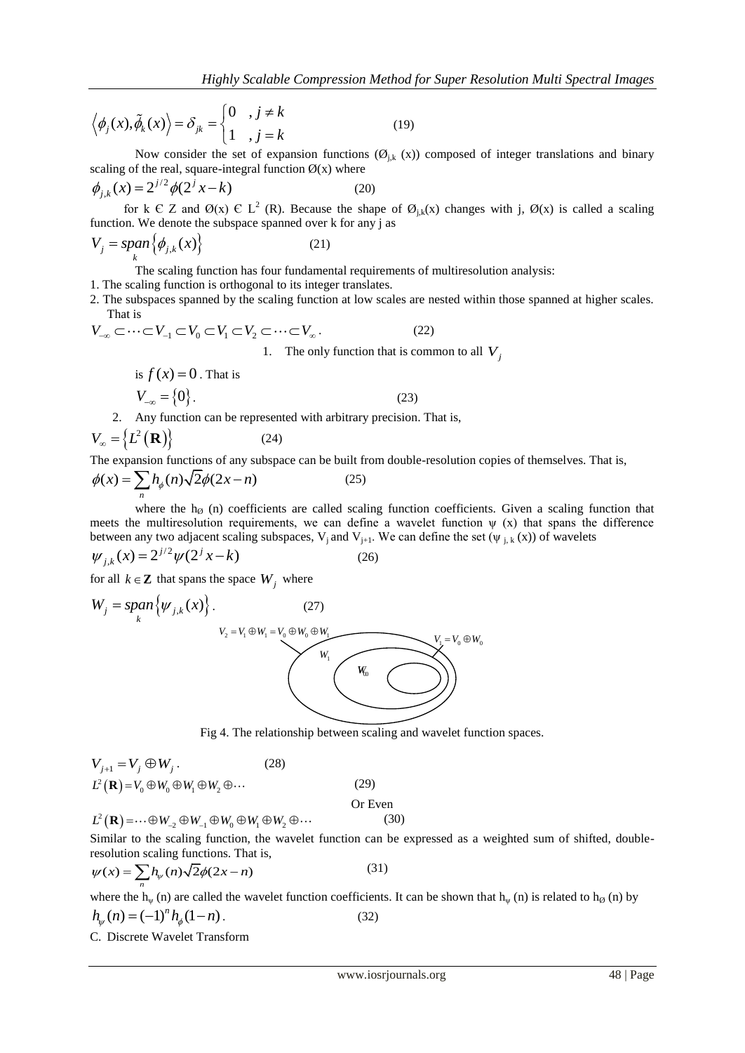$$\left\langle \phi_j(x), \tilde{\phi}_k(x) \right\rangle = \delta_{jk} = \begin{cases} 0 & , j \neq k \\ 1 & , j = k \end{cases} \tag{19}$$

Now consider the set of expansion functions ($\phi_{j,k}(x)$) composed of integer translations and binary scaling of the real, square-integral function $\phi(x)$ where

$$\phi_{j,k}(x) = 2^{j/2}\phi(2^j x - k) \tag{20}$$

for k Є Z and $\phi(x)$ Є $L^2$ (R). Because the shape of $\phi_{j,k}(x)$ changes with j, $\phi(x)$ is called a scaling function. We denote the subspace spanned over k for any j as

$$V_j = \underset{k}{span}\left\{\phi_{j,k}(x)\right\} \tag{21}$$

The scaling function has four fundamental requirements of multiresolution analysis:

1. The scaling function is orthogonal to its integer translates.
2. The subspaces spanned by the scaling function at low scales are nested within those spanned at higher scales. That is

$$V_{-\infty} \subset \cdots \subset V_{-1} \subset V_0 \subset V_1 \subset V_2 \subset \cdots \subset V_{\infty}. \tag{22}$$

1. The only function that is common to all $V_j$ is $f(x) = 0$. That is

$$V_{-\infty} = \{0\}. \tag{23}$$

2. Any function can be represented with arbitrary precision. That is,

$$V_{\infty} = \left\{L^2(\mathbf{R})\right\} \tag{24}$$

The expansion functions of any subspace can be built from double-resolution copies of themselves. That is,

$$\phi(x) = \sum_n h_{\phi}(n)\sqrt{2}\phi(2x - n) \tag{25}$$

where the $h_{\phi}(n)$ coefficients are called scaling function coefficients. Given a scaling function that meets the multiresolution requirements, we can define a wavelet function $\psi(x)$ that spans the difference between any two adjacent scaling subspaces, $V_j$ and $V_{j+1}$. We can define the set ($\psi_{j,k}(x)$) of wavelets

$$\psi_{j,k}(x) = 2^{j/2}\psi(2^j x - k) \tag{26}$$

for all $k \in \mathbf{Z}$ that spans the space $W_j$ where

$$W_j = \underset{k}{span}\left\{\psi_{j,k}(x)\right\}. \tag{27}$$

$V_2 = V_1 \oplus W_1 = V_0 \oplus W_0 \oplus W_1$ $\quad$ $V_1 = V_0 \oplus W_0$ $\quad$ $W_1$ $\quad$ $W_0$ $\quad$ $V_0$

Fig 4. The relationship between scaling and wavelet function spaces.

$$V_{j+1} = V_j \oplus W_j. \tag{28}$$

$$L^2(\mathbf{R}) = V_0 \oplus W_0 \oplus W_1 \oplus W_2 \oplus \cdots \tag{29}$$

Or Even

$$L^2(\mathbf{R}) = \cdots \oplus W_{-2} \oplus W_{-1} \oplus W_0 \oplus W_1 \oplus W_2 \oplus \cdots \tag{30}$$

Similar to the scaling function, the wavelet function can be expressed as a weighted sum of shifted, double-resolution scaling functions. That is,

$$\psi(x) = \sum_n h_{\psi}(n)\sqrt{2}\phi(2x - n) \tag{31}$$

where the $h_{\psi}(n)$ are called the wavelet function coefficients. It can be shown that $h_{\psi}(n)$ is related to $h_{\phi}(n)$ by

$$h_{\psi}(n) = (-1)^n h_{\phi}(1 - n). \tag{32}$$

C. Discrete Wavelet Transform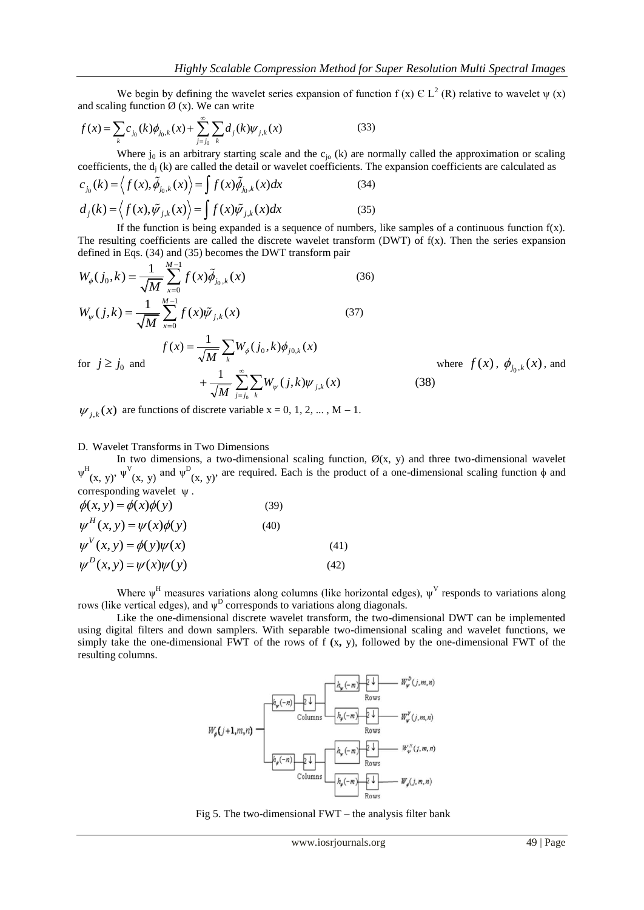We begin by defining the wavelet series expansion of function f (x) Є $L^2$ (R) relative to wavelet ψ (x) and scaling function Ø (x). We can write

$$f(x) = \sum_k c_{j_0}(k)\phi_{j_0,k}(x) + \sum_{j=j_0}^{\infty}\sum_k d_j(k)\psi_{j,k}(x) \tag{33}$$

Where $j_0$ is an arbitrary starting scale and the $c_{j_0}$ (k) are normally called the approximation or scaling coefficients, the $d_j$ (k) are called the detail or wavelet coefficients. The expansion coefficients are calculated as

$$c_{j_0}(k) = \left\langle f(x), \tilde{\phi}_{j_0,k}(x) \right\rangle = \int f(x)\tilde{\phi}_{j_0,k}(x)dx \tag{34}$$

$$d_j(k) = \left\langle f(x), \tilde{\psi}_{j,k}(x) \right\rangle = \int f(x)\tilde{\psi}_{j,k}(x)dx \tag{35}$$

If the function is being expanded is a sequence of numbers, like samples of a continuous function f(x). The resulting coefficients are called the discrete wavelet transform (DWT) of f(x). Then the series expansion defined in Eqs. (34) and (35) becomes the DWT transform pair

$$W_\phi(j_0,k) = \frac{1}{\sqrt{M}}\sum_{x=0}^{M-1} f(x)\tilde{\phi}_{j_0,k}(x) \tag{36}$$

$$W_\psi(j,k) = \frac{1}{\sqrt{M}}\sum_{x=0}^{M-1} f(x)\tilde{\psi}_{j,k}(x) \tag{37}$$

for $j \geq j_0$ and

$$f(x) = \frac{1}{\sqrt{M}}\sum_k W_\phi(j_0,k)\phi_{j0,k}(x) + \frac{1}{\sqrt{M}}\sum_{j=j_0}^{\infty}\sum_k W_\psi(j,k)\psi_{j,k}(x) \tag{38}$$

where $f(x)$, $\phi_{j_0,k}(x)$, and $\psi_{j,k}(x)$ are functions of discrete variable x = 0, 1, 2, ... , M – 1.

D. Wavelet Transforms in Two Dimensions

In two dimensions, a two-dimensional scaling function, Ø(x, y) and three two-dimensional wavelet $\psi^H_{(x,\,y)}$, $\psi^V_{(x,\,y)}$ and $\psi^D_{(x,\,y)}$, are required. Each is the product of a one-dimensional scaling function ϕ and corresponding wavelet ψ.

$$\phi(x,y) = \phi(x)\phi(y) \tag{39}$$

$$\psi^H(x,y) = \psi(x)\phi(y) \tag{40}$$

$$\psi^V(x,y) = \phi(y)\psi(x) \tag{41}$$

$$\psi^D(x,y) = \psi(x)\psi(y) \tag{42}$$

Where $\psi^H$ measures variations along columns (like horizontal edges), $\psi^V$ responds to variations along rows (like vertical edges), and $\psi^D$ corresponds to variations along diagonals.

Like the one-dimensional discrete wavelet transform, the two-dimensional DWT can be implemented using digital filters and down samplers. With separable two-dimensional scaling and wavelet functions, we simply take the one-dimensional FWT of the rows of f (x, y), followed by the one-dimensional FWT of the resulting columns.

Fig 5. The two-dimensional FWT – the analysis filter bank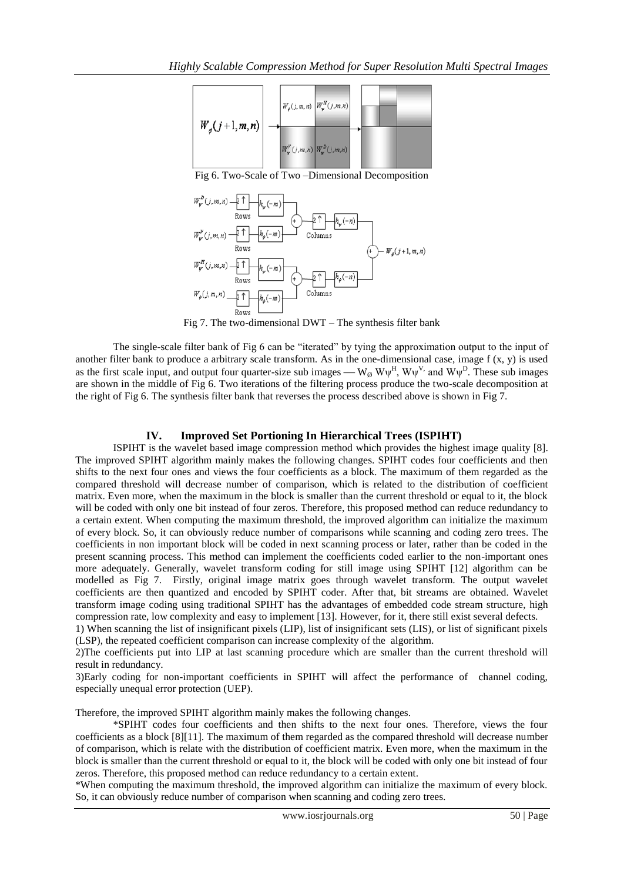Fig 6. Two-Scale of Two –Dimensional Decomposition

Fig 7. The two-dimensional DWT – The synthesis filter bank

The single-scale filter bank of Fig 6 can be "iterated" by tying the approximation output to the input of another filter bank to produce a arbitrary scale transform. As in the one-dimensional case, image f (x, y) is used as the first scale input, and output four quarter-size sub images — $W_{\varnothing}$ $W\psi^{H}$, $W\psi^{V}$, and $W\psi^{D}$. These sub images are shown in the middle of Fig 6. Two iterations of the filtering process produce the two-scale decomposition at the right of Fig 6. The synthesis filter bank that reverses the process described above is shown in Fig 7.

# IV. Improved Set Portioning In Hierarchical Trees (ISPIHT)

ISPIHT is the wavelet based image compression method which provides the highest image quality [8]. The improved SPIHT algorithm mainly makes the following changes. SPIHT codes four coefficients and then shifts to the next four ones and views the four coefficients as a block. The maximum of them regarded as the compared threshold will decrease number of comparison, which is related to the distribution of coefficient matrix. Even more, when the maximum in the block is smaller than the current threshold or equal to it, the block will be coded with only one bit instead of four zeros. Therefore, this proposed method can reduce redundancy to a certain extent. When computing the maximum threshold, the improved algorithm can initialize the maximum of every block. So, it can obviously reduce number of comparisons while scanning and coding zero trees. The coefficients in non important block will be coded in next scanning process or later, rather than be coded in the present scanning process. This method can implement the coefficients coded earlier to the non-important ones more adequately. Generally, wavelet transform coding for still image using SPIHT [12] algorithm can be modelled as Fig 7. Firstly, original image matrix goes through wavelet transform. The output wavelet coefficients are then quantized and encoded by SPIHT coder. After that, bit streams are obtained. Wavelet transform image coding using traditional SPIHT has the advantages of embedded code stream structure, high compression rate, low complexity and easy to implement [13]. However, for it, there still exist several defects.

1) When scanning the list of insignificant pixels (LIP), list of insignificant sets (LIS), or list of significant pixels (LSP), the repeated coefficient comparison can increase complexity of the algorithm.

2)The coefficients put into LIP at last scanning procedure which are smaller than the current threshold will result in redundancy.

3)Early coding for non-important coefficients in SPIHT will affect the performance of channel coding, especially unequal error protection (UEP).

Therefore, the improved SPIHT algorithm mainly makes the following changes.

*SPIHT codes four coefficients and then shifts to the next four ones. Therefore, views the four coefficients as a block [8][11]. The maximum of them regarded as the compared threshold will decrease number of comparison, which is relate with the distribution of coefficient matrix. Even more, when the maximum in the block is smaller than the current threshold or equal to it, the block will be coded with only one bit instead of four zeros. Therefore, this proposed method can reduce redundancy to a certain extent.

*When computing the maximum threshold, the improved algorithm can initialize the maximum of every block. So, it can obviously reduce number of comparison when scanning and coding zero trees.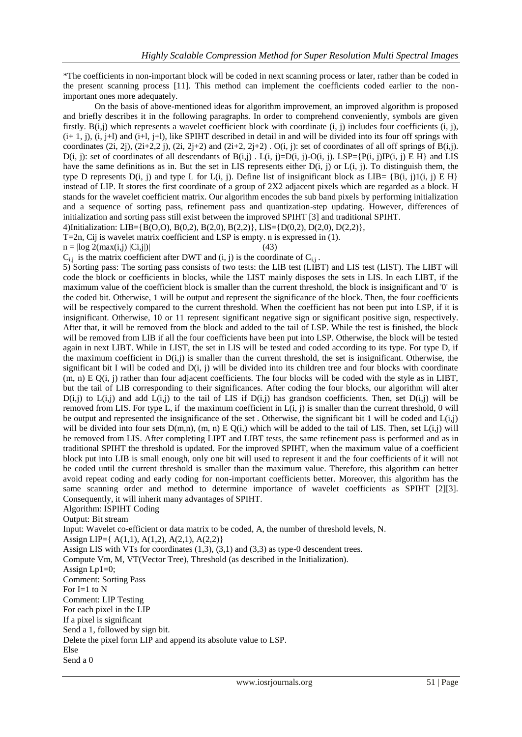*The coefficients in non-important block will be coded in next scanning process or later, rather than be coded in the present scanning process [11]. This method can implement the coefficients coded earlier to the non-important ones more adequately.

On the basis of above-mentioned ideas for algorithm improvement, an improved algorithm is proposed and briefly describes it in the following paragraphs. In order to comprehend conveniently, symbols are given firstly. B(i,j) which represents a wavelet coefficient block with coordinate (i, j), includes four coefficients (i, j), (i+ 1, j), (i, j+l) and (i+l, j+l), like SPIHT described in detail in and will be divided into its four off springs with coordinates (2i, 2j), (2i+2,2 j), (2i, 2j+2) and (2i+2, 2j+2) . O(i, j): set of coordinates of all off springs of B(i,j). D(i, j): set of coordinates of all descendants of B(i,j) . L(i, j)=D(i, j)-O(i, j). LSP={P(i, j)IP(i, j) E H} and LIS have the same definitions as in. But the set in LIS represents either D(i, j) or L(i, j). To distinguish them, the type D represents D(i, j) and type L for L(i, j). Define list of insignificant block as LIB= {B(i, j)1(i, j) E H} instead of LIP. It stores the first coordinate of a group of 2X2 adjacent pixels which are regarded as a block. H stands for the wavelet coefficient matrix. Our algorithm encodes the sub band pixels by performing initialization and a sequence of sorting pass, refinement pass and quantization-step updating. However, differences of initialization and sorting pass still exist between the improved SPIHT [3] and traditional SPIHT.

4)Initialization: LIB={B(O,O), B(0,2), B(2,0), B(2,2)}, LIS={D(0,2), D(2,0), D(2,2)},

T=2n, Cij is wavelet matrix coefficient and LSP is empty. n is expressed in (1).

$$n = |\log 2(\max(i,j) |C_{i,j}|)| \qquad (43)$$

$C_{i,j}$ is the matrix coefficient after DWT and (i, j) is the coordinate of $C_{i,j}$ .

5) Sorting pass: The sorting pass consists of two tests: the LIB test (LIBT) and LIS test (LIST). The LIBT will code the block or coefficients in blocks, while the LIST mainly disposes the sets in LIS. In each LIBT, if the maximum value of the coefficient block is smaller than the current threshold, the block is insignificant and '0' is the coded bit. Otherwise, 1 will be output and represent the significance of the block. Then, the four coefficients will be respectively compared to the current threshold. When the coefficient has not been put into LSP, if it is insignificant. Otherwise, 10 or 11 represent significant negative sign or significant positive sign, respectively. After that, it will be removed from the block and added to the tail of LSP. While the test is finished, the block will be removed from LIB if all the four coefficients have been put into LSP. Otherwise, the block will be tested again in next LIBT. While in LIST, the set in LIS will be tested and coded according to its type. For type D, if the maximum coefficient in D(i,j) is smaller than the current threshold, the set is insignificant. Otherwise, the significant bit I will be coded and D(i, j) will be divided into its children tree and four blocks with coordinate (m, n) E Q(i, j) rather than four adjacent coefficients. The four blocks will be coded with the style as in LIBT, but the tail of LIB corresponding to their significances. After coding the four blocks, our algorithm will alter D(i,j) to L(i,j) and add L(i,j) to the tail of LIS if D(i,j) has grandson coefficients. Then, set D(i,j) will be removed from LIS. For type L, if the maximum coefficient in L(i, j) is smaller than the current threshold, 0 will be output and represented the insignificance of the set . Otherwise, the significant bit 1 will be coded and L(i,j) will be divided into four sets D(m,n), (m, n) E Q(i,) which will be added to the tail of LIS. Then, set L(i,j) will be removed from LIS. After completing LIPT and LIBT tests, the same refinement pass is performed and as in traditional SPIHT the threshold is updated. For the improved SPIHT, when the maximum value of a coefficient block put into LIB is small enough, only one bit will used to represent it and the four coefficients of it will not be coded until the current threshold is smaller than the maximum value. Therefore, this algorithm can better avoid repeat coding and early coding for non-important coefficients better. Moreover, this algorithm has the same scanning order and method to determine importance of wavelet coefficients as SPIHT [2][3]. Consequently, it will inherit many advantages of SPIHT.

Algorithm: ISPIHT Coding

Output: Bit stream

Input: Wavelet co-efficient or data matrix to be coded, A, the number of threshold levels, N.

Assign LIP={ A(1,1), A(1,2), A(2,1), A(2,2)}

Assign LIS with VTs for coordinates (1,3), (3,1) and (3,3) as type-0 descendent trees.

Compute Vm, M, VT(Vector Tree), Threshold (as described in the Initialization).

Assign Lp1=0;

Comment: Sorting Pass

For I=1 to N

Comment: LIP Testing

For each pixel in the LIP

If a pixel is significant

Send a 1, followed by sign bit.

Delete the pixel form LIP and append its absolute value to LSP.

Else

Send a 0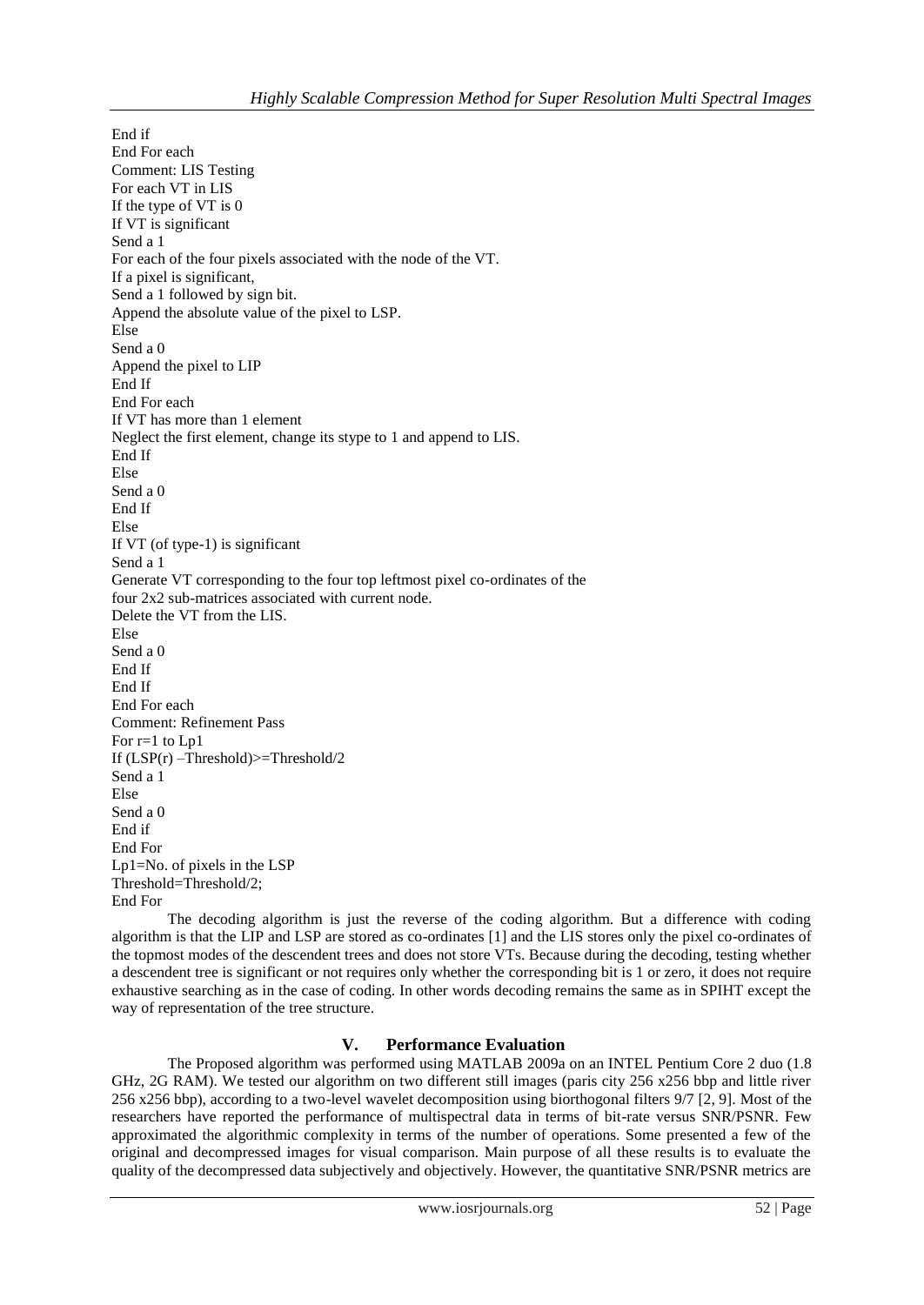End if
End For each
Comment: LIS Testing
For each VT in LIS
If the type of VT is 0
If VT is significant
Send a 1
For each of the four pixels associated with the node of the VT.
If a pixel is significant,
Send a 1 followed by sign bit.
Append the absolute value of the pixel to LSP.
Else
Send a 0
Append the pixel to LIP
End If
End For each
If VT has more than 1 element
Neglect the first element, change its stype to 1 and append to LIS.
End If
Else
Send a 0
End If
Else
If VT (of type-1) is significant
Send a 1
Generate VT corresponding to the four top leftmost pixel co-ordinates of the
four 2x2 sub-matrices associated with current node.
Delete the VT from the LIS.
Else
Send a 0
End If
End If
End For each
Comment: Refinement Pass
For r=1 to Lp1
If (LSP(r) –Threshold)>=Threshold/2
Send a 1
Else
Send a 0
End if
End For
Lp1=No. of pixels in the LSP
Threshold=Threshold/2;
End For

The decoding algorithm is just the reverse of the coding algorithm. But a difference with coding algorithm is that the LIP and LSP are stored as co-ordinates [1] and the LIS stores only the pixel co-ordinates of the topmost modes of the descendent trees and does not store VTs. Because during the decoding, testing whether a descendent tree is significant or not requires only whether the corresponding bit is 1 or zero, it does not require exhaustive searching as in the case of coding. In other words decoding remains the same as in SPIHT except the way of representation of the tree structure.

## V. Performance Evaluation

The Proposed algorithm was performed using MATLAB 2009a on an INTEL Pentium Core 2 duo (1.8 GHz, 2G RAM). We tested our algorithm on two different still images (paris city 256 x256 bbp and little river 256 x256 bbp), according to a two-level wavelet decomposition using biorthogonal filters 9/7 [2, 9]. Most of the researchers have reported the performance of multispectral data in terms of bit-rate versus SNR/PSNR. Few approximated the algorithmic complexity in terms of the number of operations. Some presented a few of the original and decompressed images for visual comparison. Main purpose of all these results is to evaluate the quality of the decompressed data subjectively and objectively. However, the quantitative SNR/PSNR metrics are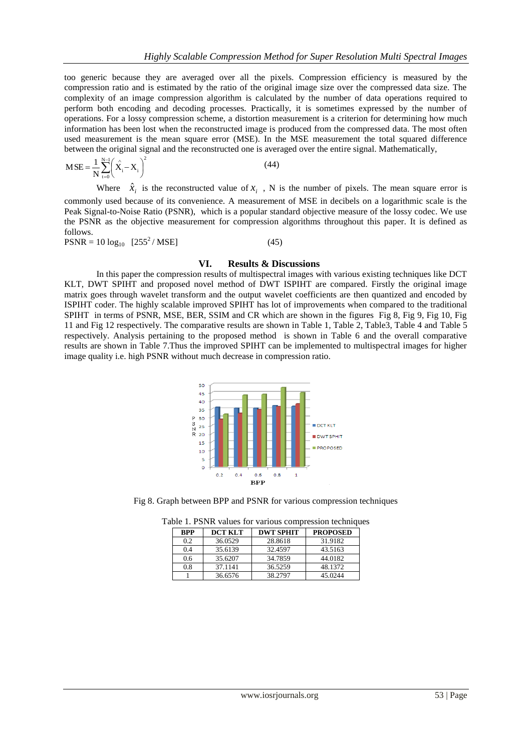too generic because they are averaged over all the pixels. Compression efficiency is measured by the compression ratio and is estimated by the ratio of the original image size over the compressed data size. The complexity of an image compression algorithm is calculated by the number of data operations required to perform both encoding and decoding processes. Practically, it is sometimes expressed by the number of operations. For a lossy compression scheme, a distortion measurement is a criterion for determining how much information has been lost when the reconstructed image is produced from the compressed data. The most often used measurement is the mean square error (MSE). In the MSE measurement the total squared difference between the original signal and the reconstructed one is averaged over the entire signal. Mathematically,

$$MSE = \frac{1}{N}\sum_{t=0}^{N-1}\left(\hat{X}_i - X_i\right)^2 \qquad (44)$$

Where $\hat{x}_i$ is the reconstructed value of $x_i$ , N is the number of pixels. The mean square error is commonly used because of its convenience. A measurement of MSE in decibels on a logarithmic scale is the Peak Signal-to-Noise Ratio (PSNR), which is a popular standard objective measure of the lossy codec. We use the PSNR as the objective measurement for compression algorithms throughout this paper. It is defined as follows.

$$PSNR = 10 \log_{10} [255^2 / MSE] \qquad (45)$$

## VI. Results & Discussions

In this paper the compression results of multispectral images with various existing techniques like DCT KLT, DWT SPIHT and proposed novel method of DWT ISPIHT are compared. Firstly the original image matrix goes through wavelet transform and the output wavelet coefficients are then quantized and encoded by ISPIHT coder. The highly scalable improved SPIHT has lot of improvements when compared to the traditional SPIHT in terms of PSNR, MSE, BER, SSIM and CR which are shown in the figures Fig 8, Fig 9, Fig 10, Fig 11 and Fig 12 respectively. The comparative results are shown in Table 1, Table 2, Table3, Table 4 and Table 5 respectively. Analysis pertaining to the proposed method is shown in Table 6 and the overall comparative results are shown in Table 7.Thus the improved SPIHT can be implemented to multispectral images for higher image quality i.e. high PSNR without much decrease in compression ratio.

Fig 8. Graph between BPP and PSNR for various compression techniques

Table 1. PSNR values for various compression techniques

| BPP | DCT KLT | DWT SPHIT | PROPOSED |
|---|---|---|---|
| 0.2 | 36.0529 | 28.8618 | 31.9182 |
| 0.4 | 35.6139 | 32.4597 | 43.5163 |
| 0.6 | 35.6207 | 34.7859 | 44.0182 |
| 0.8 | 37.1141 | 36.5259 | 48.1372 |
| 1 | 36.6576 | 38.2797 | 45.0244 |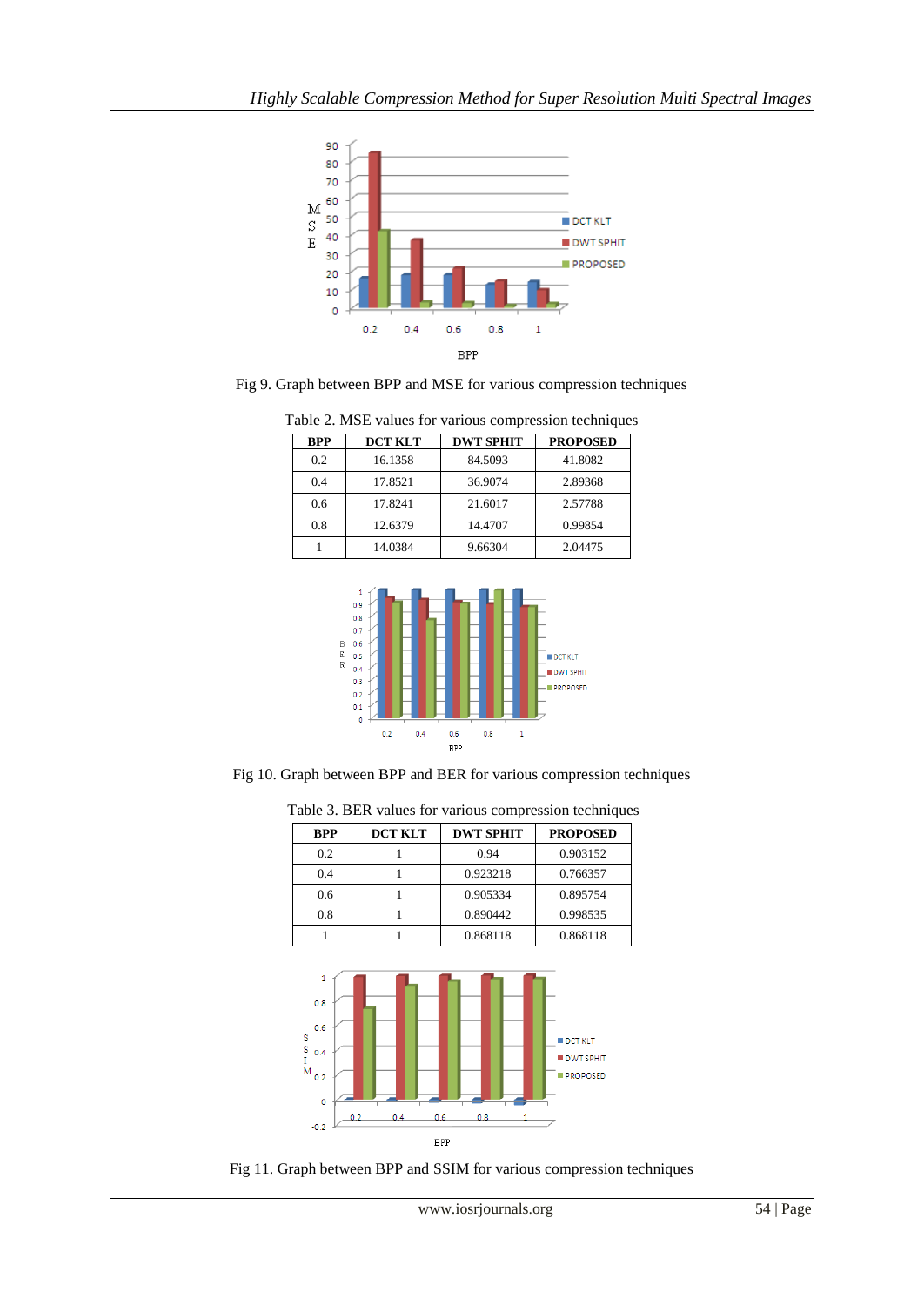Fig 9. Graph between BPP and MSE for various compression techniques

Table 2. MSE values for various compression techniques

| BPP | DCT KLT | DWT SPHIT | PROPOSED |
|---|---|---|---|
| 0.2 | 16.1358 | 84.5093 | 41.8082 |
| 0.4 | 17.8521 | 36.9074 | 2.89368 |
| 0.6 | 17.8241 | 21.6017 | 2.57788 |
| 0.8 | 12.6379 | 14.4707 | 0.99854 |
| 1 | 14.0384 | 9.66304 | 2.04475 |

Fig 10. Graph between BPP and BER for various compression techniques

Table 3. BER values for various compression techniques

| BPP | DCT KLT | DWT SPHIT | PROPOSED |
|---|---|---|---|
| 0.2 | 1 | 0.94 | 0.903152 |
| 0.4 | 1 | 0.923218 | 0.766357 |
| 0.6 | 1 | 0.905334 | 0.895754 |
| 0.8 | 1 | 0.890442 | 0.998535 |
| 1 | 1 | 0.868118 | 0.868118 |

Fig 11. Graph between BPP and SSIM for various compression techniques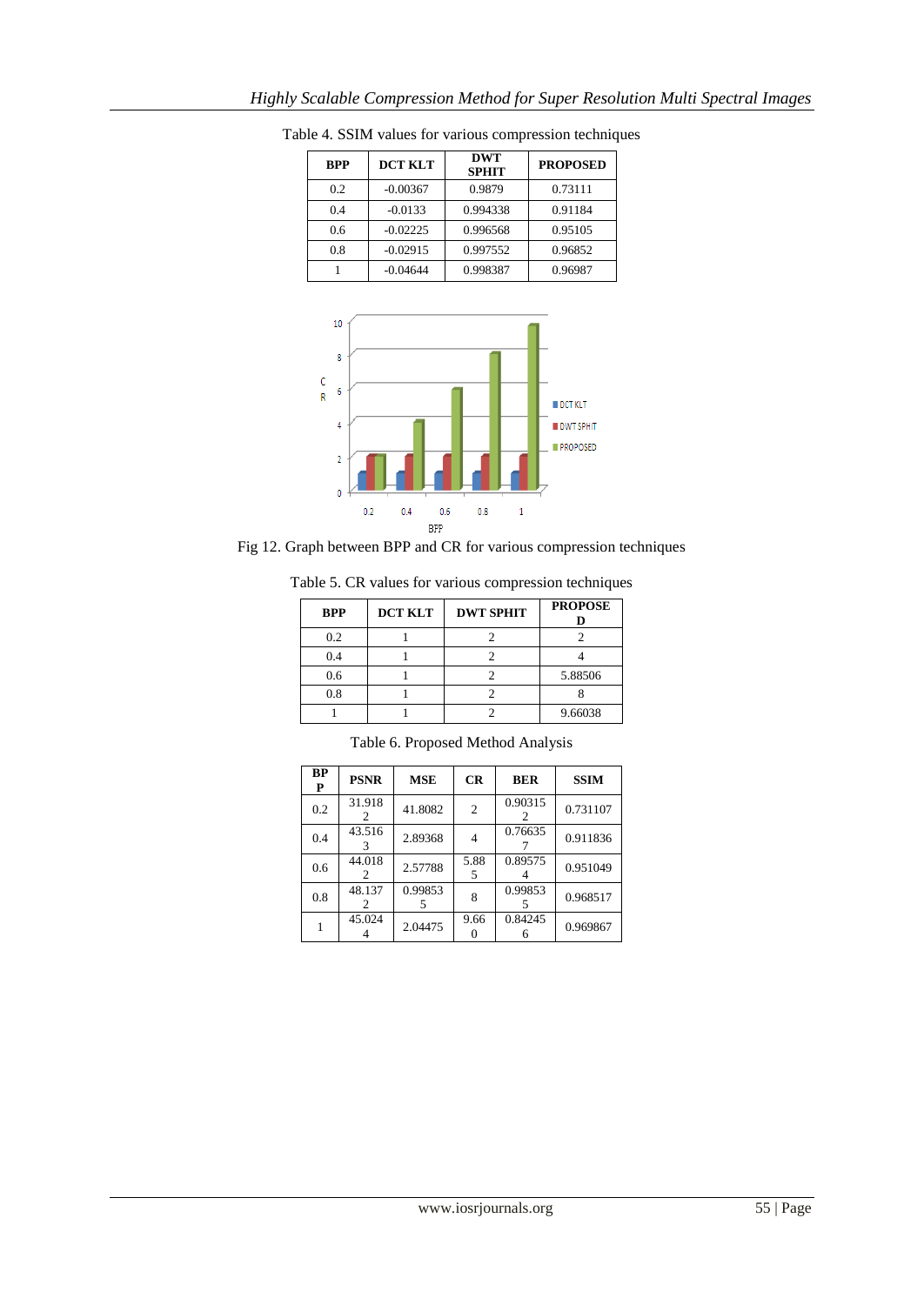Table 4. SSIM values for various compression techniques

| BPP | DCT KLT | DWT SPHIT | PROPOSED |
|---|---|---|---|
| 0.2 | -0.00367 | 0.9879 | 0.73111 |
| 0.4 | -0.0133 | 0.994338 | 0.91184 |
| 0.6 | -0.02225 | 0.996568 | 0.95105 |
| 0.8 | -0.02915 | 0.997552 | 0.96852 |
| 1 | -0.04644 | 0.998387 | 0.96987 |

Fig 12. Graph between BPP and CR for various compression techniques

Table 5. CR values for various compression techniques

| BPP | DCT KLT | DWT SPHIT | PROPOSED |
|---|---|---|---|
| 0.2 | 1 | 2 | 2 |
| 0.4 | 1 | 2 | 4 |
| 0.6 | 1 | 2 | 5.88506 |
| 0.8 | 1 | 2 | 8 |
| 1 | 1 | 2 | 9.66038 |

Table 6. Proposed Method Analysis

| BPP | PSNR | MSE | CR | BER | SSIM |
|---|---|---|---|---|---|
| 0.2 | 31.9182 | 41.8082 | 2 | 0.903152 | 0.731107 |
| 0.4 | 43.5163 | 2.89368 | 4 | 0.766357 | 0.911836 |
| 0.6 | 44.0182 | 2.57788 | 5.885 | 0.895754 | 0.951049 |
| 0.8 | 48.1372 | 0.998535 | 8 | 0.998535 | 0.968517 |
| 1 | 45.0244 | 2.04475 | 9.660 | 0.842456 | 0.969867 |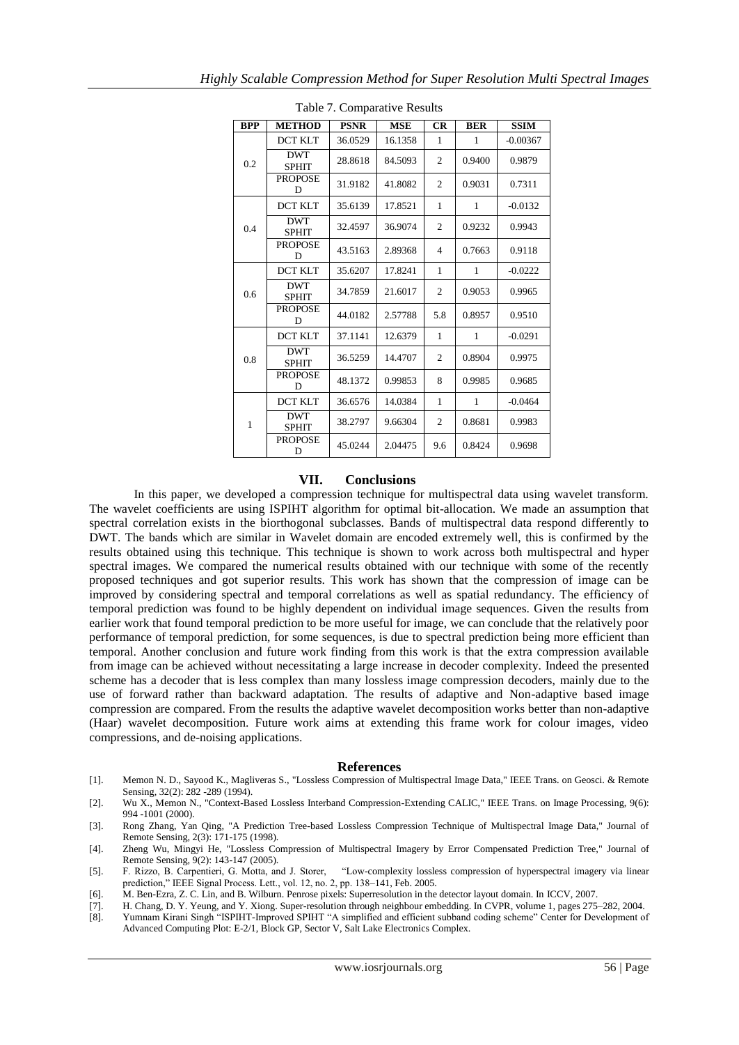Table 7. Comparative Results

| BPP | METHOD | PSNR | MSE | CR | BER | SSIM |
|---|---|---|---|---|---|---|
| 0.2 | DCT KLT | 36.0529 | 16.1358 | 1 | 1 | -0.00367 |
| | DWT SPHIT | 28.8618 | 84.5093 | 2 | 0.9400 | 0.9879 |
| | PROPOSED | 31.9182 | 41.8082 | 2 | 0.9031 | 0.7311 |
| 0.4 | DCT KLT | 35.6139 | 17.8521 | 1 | 1 | -0.0132 |
| | DWT SPHIT | 32.4597 | 36.9074 | 2 | 0.9232 | 0.9943 |
| | PROPOSED | 43.5163 | 2.89368 | 4 | 0.7663 | 0.9118 |
| 0.6 | DCT KLT | 35.6207 | 17.8241 | 1 | 1 | -0.0222 |
| | DWT SPHIT | 34.7859 | 21.6017 | 2 | 0.9053 | 0.9965 |
| | PROPOSED | 44.0182 | 2.57788 | 5.8 | 0.8957 | 0.9510 |
| 0.8 | DCT KLT | 37.1141 | 12.6379 | 1 | 1 | -0.0291 |
| | DWT SPHIT | 36.5259 | 14.4707 | 2 | 0.8904 | 0.9975 |
| | PROPOSED | 48.1372 | 0.99853 | 8 | 0.9985 | 0.9685 |
| 1 | DCT KLT | 36.6576 | 14.0384 | 1 | 1 | -0.0464 |
| | DWT SPHIT | 38.2797 | 9.66304 | 2 | 0.8681 | 0.9983 |
| | PROPOSED | 45.0244 | 2.04475 | 9.6 | 0.8424 | 0.9698 |

## VII. Conclusions

In this paper, we developed a compression technique for multispectral data using wavelet transform. The wavelet coefficients are using ISPIHT algorithm for optimal bit-allocation. We made an assumption that spectral correlation exists in the biorthogonal subclasses. Bands of multispectral data respond differently to DWT. The bands which are similar in Wavelet domain are encoded extremely well, this is confirmed by the results obtained using this technique. This technique is shown to work across both multispectral and hyper spectral images. We compared the numerical results obtained with our technique with some of the recently proposed techniques and got superior results. This work has shown that the compression of image can be improved by considering spectral and temporal correlations as well as spatial redundancy. The efficiency of temporal prediction was found to be highly dependent on individual image sequences. Given the results from earlier work that found temporal prediction to be more useful for image, we can conclude that the relatively poor performance of temporal prediction, for some sequences, is due to spectral prediction being more efficient than temporal. Another conclusion and future work finding from this work is that the extra compression available from image can be achieved without necessitating a large increase in decoder complexity. Indeed the presented scheme has a decoder that is less complex than many lossless image compression decoders, mainly due to the use of forward rather than backward adaptation. The results of adaptive and Non-adaptive based image compression are compared. From the results the adaptive wavelet decomposition works better than non-adaptive (Haar) wavelet decomposition. Future work aims at extending this frame work for colour images, video compressions, and de-noising applications.

## References

[1]. Memon N. D., Sayood K., Magliveras S., "Lossless Compression of Multispectral Image Data," IEEE Trans. on Geosci. & Remote Sensing, 32(2): 282 -289 (1994).

[2]. Wu X., Memon N., "Context-Based Lossless Interband Compression-Extending CALIC," IEEE Trans. on Image Processing, 9(6): 994 -1001 (2000).

[3]. Rong Zhang, Yan Qing, "A Prediction Tree-based Lossless Compression Technique of Multispectral Image Data," Journal of Remote Sensing, 2(3): 171-175 (1998).

[4]. Zheng Wu, Mingyi He, "Lossless Compression of Multispectral Imagery by Error Compensated Prediction Tree," Journal of Remote Sensing, 9(2): 143-147 (2005).

[5]. F. Rizzo, B. Carpentieri, G. Motta, and J. Storer, "Low-complexity lossless compression of hyperspectral imagery via linear prediction," IEEE Signal Process. Lett., vol. 12, no. 2, pp. 138–141, Feb. 2005.

[6]. M. Ben-Ezra, Z. C. Lin, and B. Wilburn. Penrose pixels: Superresolution in the detector layout domain. In ICCV, 2007.

[7]. H. Chang, D. Y. Yeung, and Y. Xiong. Super-resolution through neighbour embedding. In CVPR, volume 1, pages 275–282, 2004.

[8]. Yumnam Kirani Singh "ISPIHT-Improved SPIHT "A simplified and efficient subband coding scheme" Center for Development of Advanced Computing Plot: E-2/1, Block GP, Sector V, Salt Lake Electronics Complex.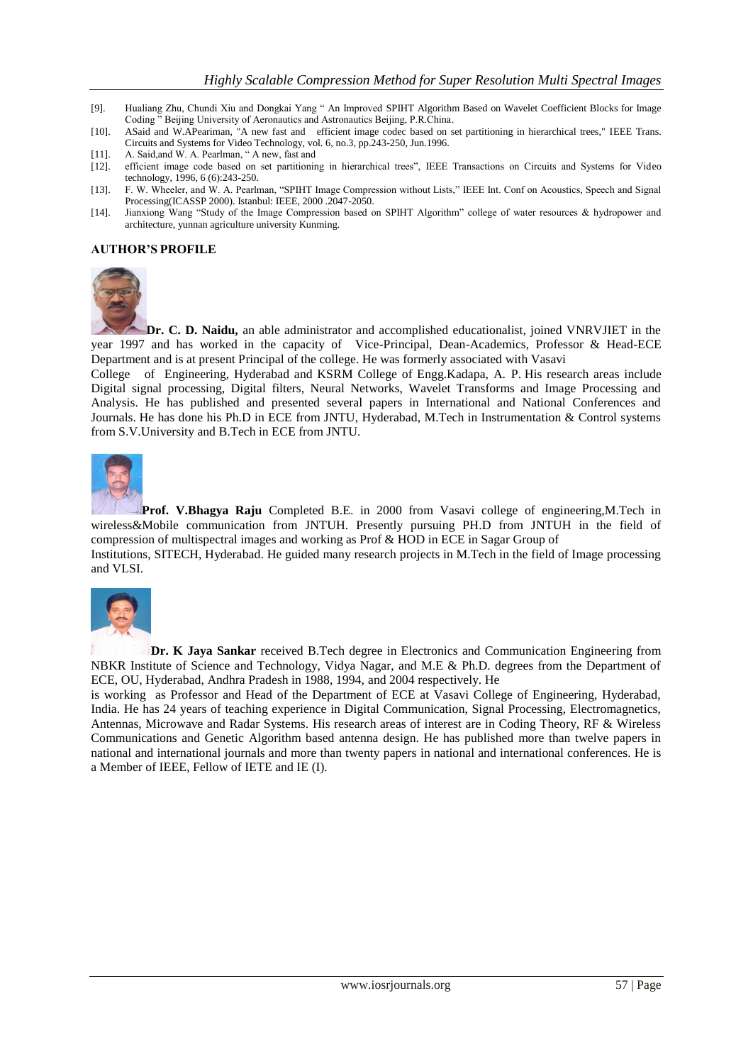[9]. Hualiang Zhu, Chundi Xiu and Dongkai Yang " An Improved SPIHT Algorithm Based on Wavelet Coefficient Blocks for Image Coding " Beijing University of Aeronautics and Astronautics Beijing, P.R.China.

[10]. ASaid and W.APeariman, "A new fast and efficient image codec based on set partitioning in hierarchical trees," IEEE Trans. Circuits and Systems for Video Technology, vol. 6, no.3, pp.243-250, Jun.1996.

[11]. A. Said,and W. A. Pearlman, " A new, fast and

[12]. efficient image code based on set partitioning in hierarchical trees", IEEE Transactions on Circuits and Systems for Video technology, 1996, 6 (6):243-250.

[13]. F. W. Wheeler, and W. A. Pearlman, "SPIHT Image Compression without Lists," IEEE Int. Conf on Acoustics, Speech and Signal Processing(ICASSP 2000). Istanbul: IEEE, 2000 .2047-2050.

[14]. Jianxiong Wang "Study of the Image Compression based on SPIHT Algorithm" college of water resources & hydropower and architecture, yunnan agriculture university Kunming.

**AUTHOR'S PROFILE**

**Dr. C. D. Naidu,** an able administrator and accomplished educationalist, joined VNRVJIET in the year 1997 and has worked in the capacity of Vice-Principal, Dean-Academics, Professor & Head-ECE Department and is at present Principal of the college. He was formerly associated with Vasavi College of Engineering, Hyderabad and KSRM College of Engg.Kadapa, A. P. His research areas include Digital signal processing, Digital filters, Neural Networks, Wavelet Transforms and Image Processing and Analysis. He has published and presented several papers in International and National Conferences and Journals. He has done his Ph.D in ECE from JNTU, Hyderabad, M.Tech in Instrumentation & Control systems from S.V.University and B.Tech in ECE from JNTU.

**Prof. V.Bhagya Raju** Completed B.E. in 2000 from Vasavi college of engineering,M.Tech in wireless&Mobile communication from JNTUH. Presently pursuing PH.D from JNTUH in the field of compression of multispectral images and working as Prof & HOD in ECE in Sagar Group of Institutions, SITECH, Hyderabad. He guided many research projects in M.Tech in the field of Image processing and VLSI.

**Dr. K Jaya Sankar** received B.Tech degree in Electronics and Communication Engineering from NBKR Institute of Science and Technology, Vidya Nagar, and M.E & Ph.D. degrees from the Department of ECE, OU, Hyderabad, Andhra Pradesh in 1988, 1994, and 2004 respectively. He is working as Professor and Head of the Department of ECE at Vasavi College of Engineering, Hyderabad, India. He has 24 years of teaching experience in Digital Communication, Signal Processing, Electromagnetics, Antennas, Microwave and Radar Systems. His research areas of interest are in Coding Theory, RF & Wireless Communications and Genetic Algorithm based antenna design. He has published more than twelve papers in national and international journals and more than twenty papers in national and international conferences. He is a Member of IEEE, Fellow of IETE and IE (I).